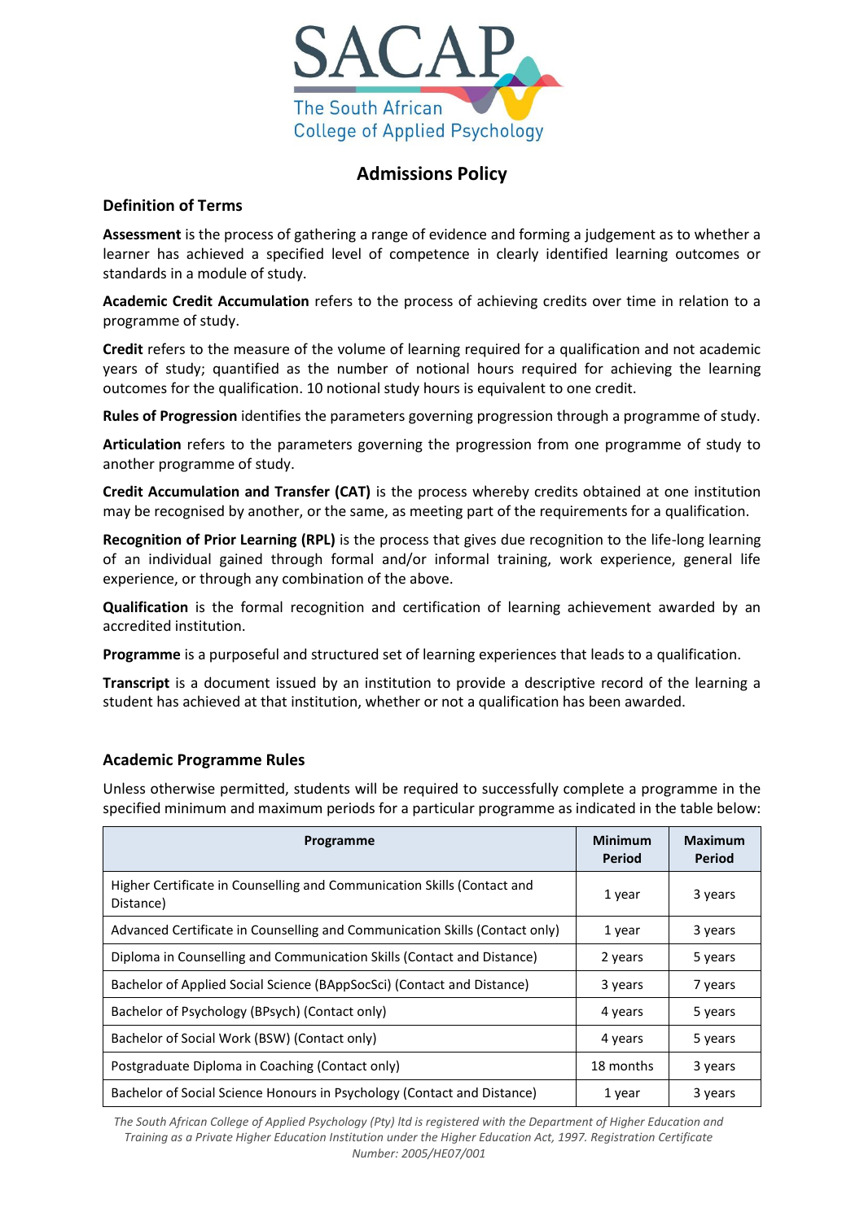SACAP

The South African College of Applied Psychology

# Admissions Policy

## Definition of Terms

**Assessment** is the process of gathering a range of evidence and forming a judgement as to whether a learner has achieved a specified level of competence in clearly identified learning outcomes or standards in a module of study.

**Academic Credit Accumulation** refers to the process of achieving credits over time in relation to a programme of study.

**Credit** refers to the measure of the volume of learning required for a qualification and not academic years of study; quantified as the number of notional hours required for achieving the learning outcomes for the qualification. 10 notional study hours is equivalent to one credit.

**Rules of Progression** identifies the parameters governing progression through a programme of study.

**Articulation** refers to the parameters governing the progression from one programme of study to another programme of study.

**Credit Accumulation and Transfer (CAT)** is the process whereby credits obtained at one institution may be recognised by another, or the same, as meeting part of the requirements for a qualification.

**Recognition of Prior Learning (RPL)** is the process that gives due recognition to the life-long learning of an individual gained through formal and/or informal training, work experience, general life experience, or through any combination of the above.

**Qualification** is the formal recognition and certification of learning achievement awarded by an accredited institution.

**Programme** is a purposeful and structured set of learning experiences that leads to a qualification.

**Transcript** is a document issued by an institution to provide a descriptive record of the learning a student has achieved at that institution, whether or not a qualification has been awarded.

## Academic Programme Rules

Unless otherwise permitted, students will be required to successfully complete a programme in the specified minimum and maximum periods for a particular programme as indicated in the table below:

| Programme | Minimum Period | Maximum Period |
|---|---|---|
| Higher Certificate in Counselling and Communication Skills (Contact and Distance) | 1 year | 3 years |
| Advanced Certificate in Counselling and Communication Skills (Contact only) | 1 year | 3 years |
| Diploma in Counselling and Communication Skills (Contact and Distance) | 2 years | 5 years |
| Bachelor of Applied Social Science (BAppSocSci) (Contact and Distance) | 3 years | 7 years |
| Bachelor of Psychology (BPsych) (Contact only) | 4 years | 5 years |
| Bachelor of Social Work (BSW) (Contact only) | 4 years | 5 years |
| Postgraduate Diploma in Coaching (Contact only) | 18 months | 3 years |
| Bachelor of Social Science Honours in Psychology (Contact and Distance) | 1 year | 3 years |

*The South African College of Applied Psychology (Pty) ltd is registered with the Department of Higher Education and Training as a Private Higher Education Institution under the Higher Education Act, 1997. Registration Certificate Number: 2005/HE07/001*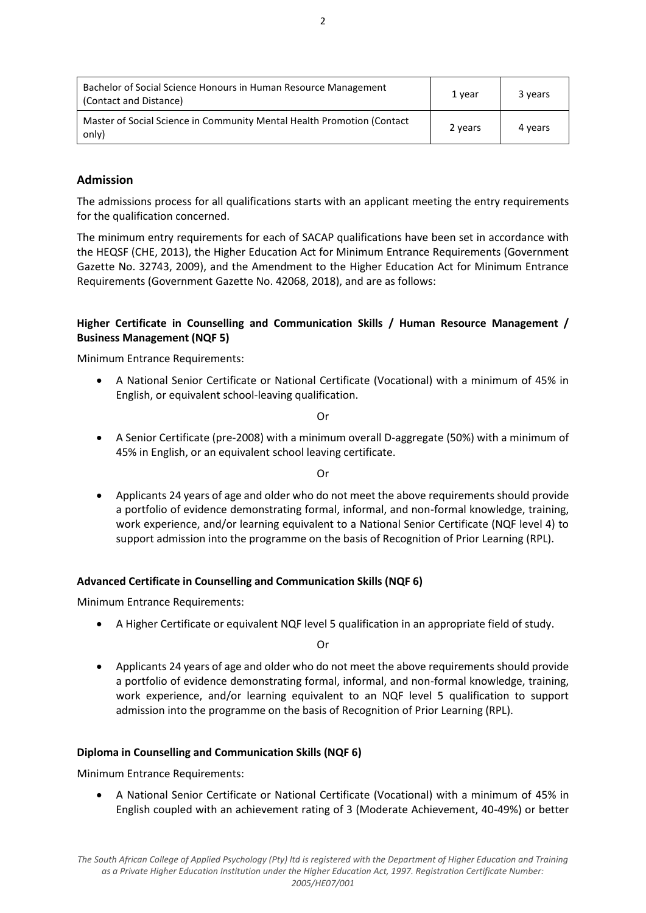| Bachelor of Social Science Honours in Human Resource Management (Contact and Distance) | 1 year | 3 years |
| --- | --- | --- |
| Master of Social Science in Community Mental Health Promotion (Contact only) | 2 years | 4 years |

## Admission

The admissions process for all qualifications starts with an applicant meeting the entry requirements for the qualification concerned.

The minimum entry requirements for each of SACAP qualifications have been set in accordance with the HEQSF (CHE, 2013), the Higher Education Act for Minimum Entrance Requirements (Government Gazette No. 32743, 2009), and the Amendment to the Higher Education Act for Minimum Entrance Requirements (Government Gazette No. 42068, 2018), and are as follows:

### Higher Certificate in Counselling and Communication Skills / Human Resource Management / Business Management (NQF 5)

Minimum Entrance Requirements:

- A National Senior Certificate or National Certificate (Vocational) with a minimum of 45% in English, or equivalent school-leaving qualification.

Or

- A Senior Certificate (pre-2008) with a minimum overall D-aggregate (50%) with a minimum of 45% in English, or an equivalent school leaving certificate.

Or

- Applicants 24 years of age and older who do not meet the above requirements should provide a portfolio of evidence demonstrating formal, informal, and non-formal knowledge, training, work experience, and/or learning equivalent to a National Senior Certificate (NQF level 4) to support admission into the programme on the basis of Recognition of Prior Learning (RPL).

### Advanced Certificate in Counselling and Communication Skills (NQF 6)

Minimum Entrance Requirements:

- A Higher Certificate or equivalent NQF level 5 qualification in an appropriate field of study.

Or

- Applicants 24 years of age and older who do not meet the above requirements should provide a portfolio of evidence demonstrating formal, informal, and non-formal knowledge, training, work experience, and/or learning equivalent to an NQF level 5 qualification to support admission into the programme on the basis of Recognition of Prior Learning (RPL).

### Diploma in Counselling and Communication Skills (NQF 6)

Minimum Entrance Requirements:

- A National Senior Certificate or National Certificate (Vocational) with a minimum of 45% in English coupled with an achievement rating of 3 (Moderate Achievement, 40-49%) or better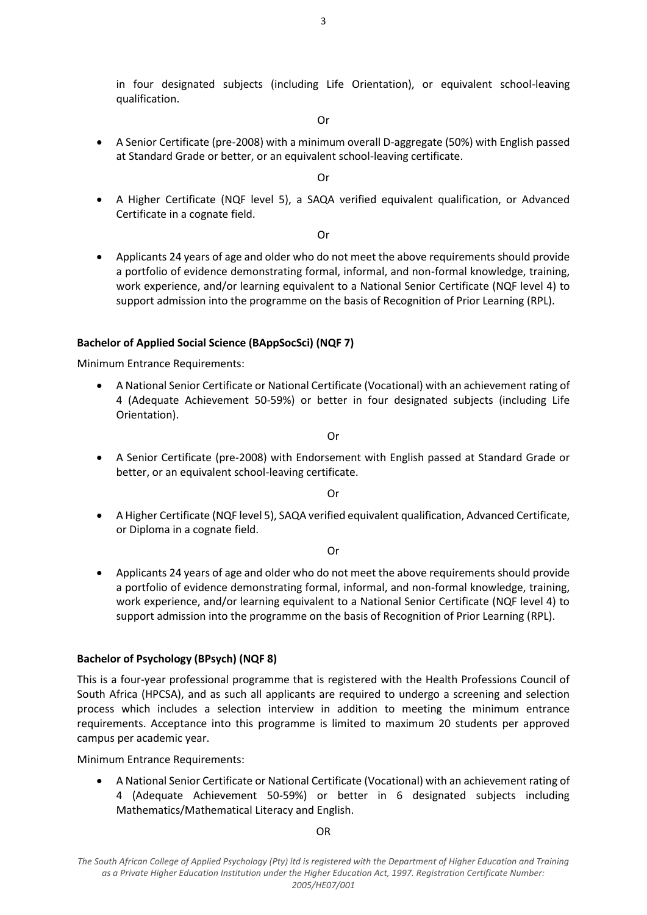in four designated subjects (including Life Orientation), or equivalent school-leaving qualification.

Or

- A Senior Certificate (pre-2008) with a minimum overall D-aggregate (50%) with English passed at Standard Grade or better, or an equivalent school-leaving certificate.

Or

- A Higher Certificate (NQF level 5), a SAQA verified equivalent qualification, or Advanced Certificate in a cognate field.

Or

- Applicants 24 years of age and older who do not meet the above requirements should provide a portfolio of evidence demonstrating formal, informal, and non-formal knowledge, training, work experience, and/or learning equivalent to a National Senior Certificate (NQF level 4) to support admission into the programme on the basis of Recognition of Prior Learning (RPL).

**Bachelor of Applied Social Science (BAppSocSci) (NQF 7)**

Minimum Entrance Requirements:

- A National Senior Certificate or National Certificate (Vocational) with an achievement rating of 4 (Adequate Achievement 50-59%) or better in four designated subjects (including Life Orientation).

Or

- A Senior Certificate (pre-2008) with Endorsement with English passed at Standard Grade or better, or an equivalent school-leaving certificate.

Or

- A Higher Certificate (NQF level 5), SAQA verified equivalent qualification, Advanced Certificate, or Diploma in a cognate field.

Or

- Applicants 24 years of age and older who do not meet the above requirements should provide a portfolio of evidence demonstrating formal, informal, and non-formal knowledge, training, work experience, and/or learning equivalent to a National Senior Certificate (NQF level 4) to support admission into the programme on the basis of Recognition of Prior Learning (RPL).

**Bachelor of Psychology (BPsych) (NQF 8)**

This is a four-year professional programme that is registered with the Health Professions Council of South Africa (HPCSA), and as such all applicants are required to undergo a screening and selection process which includes a selection interview in addition to meeting the minimum entrance requirements. Acceptance into this programme is limited to maximum 20 students per approved campus per academic year.

Minimum Entrance Requirements:

- A National Senior Certificate or National Certificate (Vocational) with an achievement rating of 4 (Adequate Achievement 50-59%) or better in 6 designated subjects including Mathematics/Mathematical Literacy and English.

OR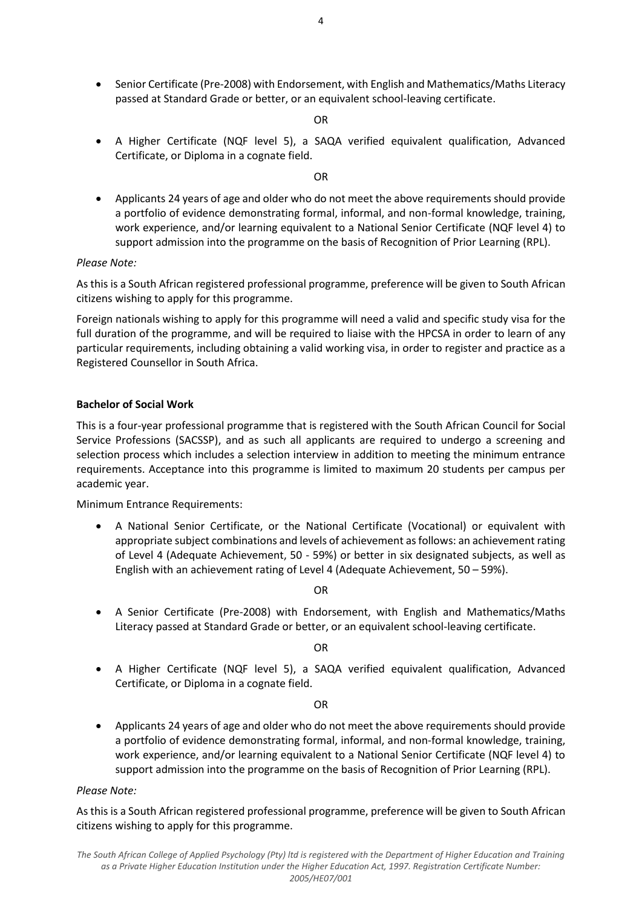- Senior Certificate (Pre-2008) with Endorsement, with English and Mathematics/Maths Literacy passed at Standard Grade or better, or an equivalent school-leaving certificate.

OR

- A Higher Certificate (NQF level 5), a SAQA verified equivalent qualification, Advanced Certificate, or Diploma in a cognate field.

OR

- Applicants 24 years of age and older who do not meet the above requirements should provide a portfolio of evidence demonstrating formal, informal, and non-formal knowledge, training, work experience, and/or learning equivalent to a National Senior Certificate (NQF level 4) to support admission into the programme on the basis of Recognition of Prior Learning (RPL).

*Please Note:*

As this is a South African registered professional programme, preference will be given to South African citizens wishing to apply for this programme.

Foreign nationals wishing to apply for this programme will need a valid and specific study visa for the full duration of the programme, and will be required to liaise with the HPCSA in order to learn of any particular requirements, including obtaining a valid working visa, in order to register and practice as a Registered Counsellor in South Africa.

**Bachelor of Social Work**

This is a four-year professional programme that is registered with the South African Council for Social Service Professions (SACSSP), and as such all applicants are required to undergo a screening and selection process which includes a selection interview in addition to meeting the minimum entrance requirements. Acceptance into this programme is limited to maximum 20 students per campus per academic year.

Minimum Entrance Requirements:

- A National Senior Certificate, or the National Certificate (Vocational) or equivalent with appropriate subject combinations and levels of achievement as follows: an achievement rating of Level 4 (Adequate Achievement, 50 - 59%) or better in six designated subjects, as well as English with an achievement rating of Level 4 (Adequate Achievement, 50 – 59%).

OR

- A Senior Certificate (Pre-2008) with Endorsement, with English and Mathematics/Maths Literacy passed at Standard Grade or better, or an equivalent school-leaving certificate.

OR

- A Higher Certificate (NQF level 5), a SAQA verified equivalent qualification, Advanced Certificate, or Diploma in a cognate field.

OR

- Applicants 24 years of age and older who do not meet the above requirements should provide a portfolio of evidence demonstrating formal, informal, and non-formal knowledge, training, work experience, and/or learning equivalent to a National Senior Certificate (NQF level 4) to support admission into the programme on the basis of Recognition of Prior Learning (RPL).

*Please Note:*

As this is a South African registered professional programme, preference will be given to South African citizens wishing to apply for this programme.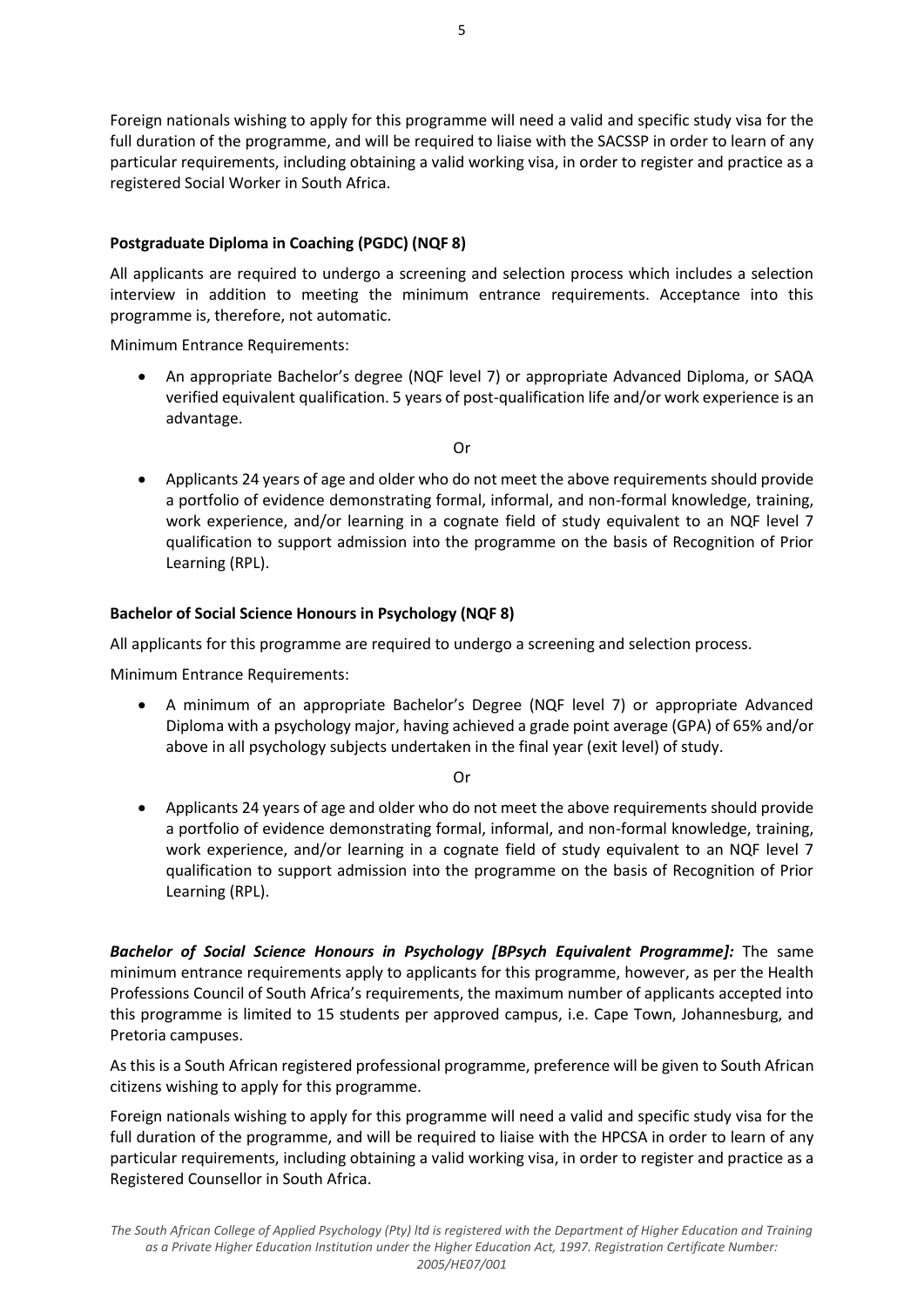Foreign nationals wishing to apply for this programme will need a valid and specific study visa for the full duration of the programme, and will be required to liaise with the SACSSP in order to learn of any particular requirements, including obtaining a valid working visa, in order to register and practice as a registered Social Worker in South Africa.

**Postgraduate Diploma in Coaching (PGDC) (NQF 8)**

All applicants are required to undergo a screening and selection process which includes a selection interview in addition to meeting the minimum entrance requirements. Acceptance into this programme is, therefore, not automatic.

Minimum Entrance Requirements:

- An appropriate Bachelor's degree (NQF level 7) or appropriate Advanced Diploma, or SAQA verified equivalent qualification. 5 years of post-qualification life and/or work experience is an advantage.

Or

- Applicants 24 years of age and older who do not meet the above requirements should provide a portfolio of evidence demonstrating formal, informal, and non-formal knowledge, training, work experience, and/or learning in a cognate field of study equivalent to an NQF level 7 qualification to support admission into the programme on the basis of Recognition of Prior Learning (RPL).

**Bachelor of Social Science Honours in Psychology (NQF 8)**

All applicants for this programme are required to undergo a screening and selection process.

Minimum Entrance Requirements:

- A minimum of an appropriate Bachelor's Degree (NQF level 7) or appropriate Advanced Diploma with a psychology major, having achieved a grade point average (GPA) of 65% and/or above in all psychology subjects undertaken in the final year (exit level) of study.

Or

- Applicants 24 years of age and older who do not meet the above requirements should provide a portfolio of evidence demonstrating formal, informal, and non-formal knowledge, training, work experience, and/or learning in a cognate field of study equivalent to an NQF level 7 qualification to support admission into the programme on the basis of Recognition of Prior Learning (RPL).

***Bachelor of Social Science Honours in Psychology [BPsych Equivalent Programme]:*** The same minimum entrance requirements apply to applicants for this programme, however, as per the Health Professions Council of South Africa's requirements, the maximum number of applicants accepted into this programme is limited to 15 students per approved campus, i.e. Cape Town, Johannesburg, and Pretoria campuses.

As this is a South African registered professional programme, preference will be given to South African citizens wishing to apply for this programme.

Foreign nationals wishing to apply for this programme will need a valid and specific study visa for the full duration of the programme, and will be required to liaise with the HPCSA in order to learn of any particular requirements, including obtaining a valid working visa, in order to register and practice as a Registered Counsellor in South Africa.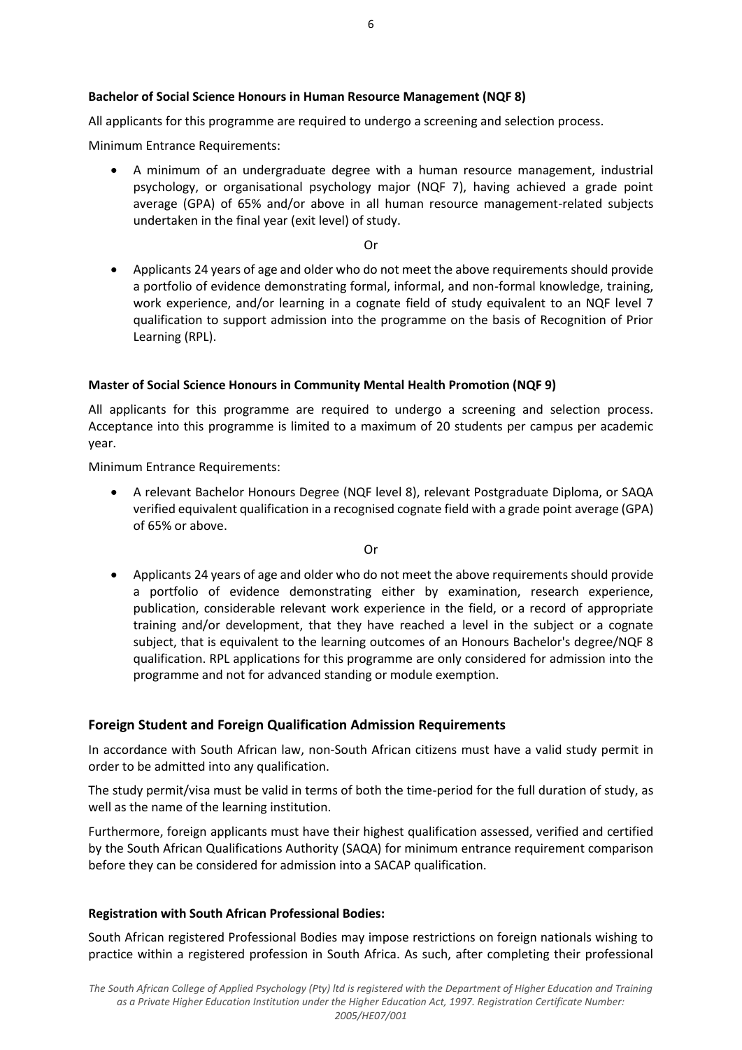**Bachelor of Social Science Honours in Human Resource Management (NQF 8)**

All applicants for this programme are required to undergo a screening and selection process.

Minimum Entrance Requirements:

- A minimum of an undergraduate degree with a human resource management, industrial psychology, or organisational psychology major (NQF 7), having achieved a grade point average (GPA) of 65% and/or above in all human resource management-related subjects undertaken in the final year (exit level) of study.

Or

- Applicants 24 years of age and older who do not meet the above requirements should provide a portfolio of evidence demonstrating formal, informal, and non-formal knowledge, training, work experience, and/or learning in a cognate field of study equivalent to an NQF level 7 qualification to support admission into the programme on the basis of Recognition of Prior Learning (RPL).

**Master of Social Science Honours in Community Mental Health Promotion (NQF 9)**

All applicants for this programme are required to undergo a screening and selection process. Acceptance into this programme is limited to a maximum of 20 students per campus per academic year.

Minimum Entrance Requirements:

- A relevant Bachelor Honours Degree (NQF level 8), relevant Postgraduate Diploma, or SAQA verified equivalent qualification in a recognised cognate field with a grade point average (GPA) of 65% or above.

Or

- Applicants 24 years of age and older who do not meet the above requirements should provide a portfolio of evidence demonstrating either by examination, research experience, publication, considerable relevant work experience in the field, or a record of appropriate training and/or development, that they have reached a level in the subject or a cognate subject, that is equivalent to the learning outcomes of an Honours Bachelor's degree/NQF 8 qualification. RPL applications for this programme are only considered for admission into the programme and not for advanced standing or module exemption.

## Foreign Student and Foreign Qualification Admission Requirements

In accordance with South African law, non-South African citizens must have a valid study permit in order to be admitted into any qualification.

The study permit/visa must be valid in terms of both the time-period for the full duration of study, as well as the name of the learning institution.

Furthermore, foreign applicants must have their highest qualification assessed, verified and certified by the South African Qualifications Authority (SAQA) for minimum entrance requirement comparison before they can be considered for admission into a SACAP qualification.

**Registration with South African Professional Bodies:**

South African registered Professional Bodies may impose restrictions on foreign nationals wishing to practice within a registered profession in South Africa. As such, after completing their professional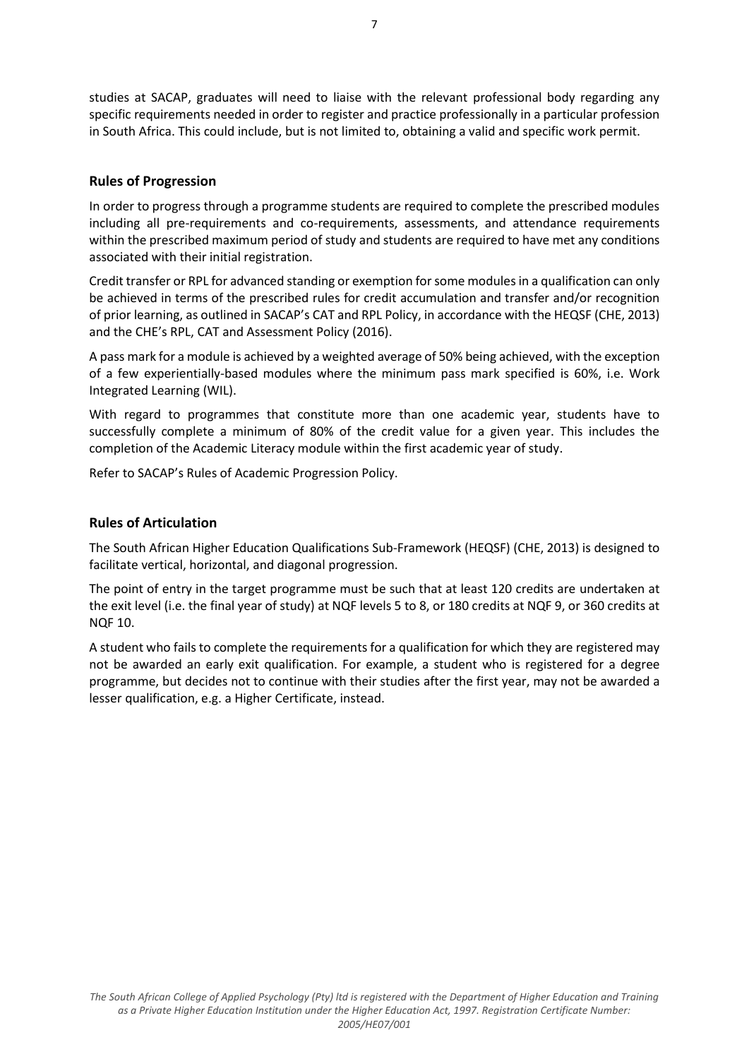studies at SACAP, graduates will need to liaise with the relevant professional body regarding any specific requirements needed in order to register and practice professionally in a particular profession in South Africa. This could include, but is not limited to, obtaining a valid and specific work permit.

## Rules of Progression

In order to progress through a programme students are required to complete the prescribed modules including all pre-requirements and co-requirements, assessments, and attendance requirements within the prescribed maximum period of study and students are required to have met any conditions associated with their initial registration.

Credit transfer or RPL for advanced standing or exemption for some modules in a qualification can only be achieved in terms of the prescribed rules for credit accumulation and transfer and/or recognition of prior learning, as outlined in SACAP's CAT and RPL Policy, in accordance with the HEQSF (CHE, 2013) and the CHE's RPL, CAT and Assessment Policy (2016).

A pass mark for a module is achieved by a weighted average of 50% being achieved, with the exception of a few experientially-based modules where the minimum pass mark specified is 60%, i.e. Work Integrated Learning (WIL).

With regard to programmes that constitute more than one academic year, students have to successfully complete a minimum of 80% of the credit value for a given year. This includes the completion of the Academic Literacy module within the first academic year of study.

Refer to SACAP's Rules of Academic Progression Policy.

## Rules of Articulation

The South African Higher Education Qualifications Sub-Framework (HEQSF) (CHE, 2013) is designed to facilitate vertical, horizontal, and diagonal progression.

The point of entry in the target programme must be such that at least 120 credits are undertaken at the exit level (i.e. the final year of study) at NQF levels 5 to 8, or 180 credits at NQF 9, or 360 credits at NQF 10.

A student who fails to complete the requirements for a qualification for which they are registered may not be awarded an early exit qualification. For example, a student who is registered for a degree programme, but decides not to continue with their studies after the first year, may not be awarded a lesser qualification, e.g. a Higher Certificate, instead.